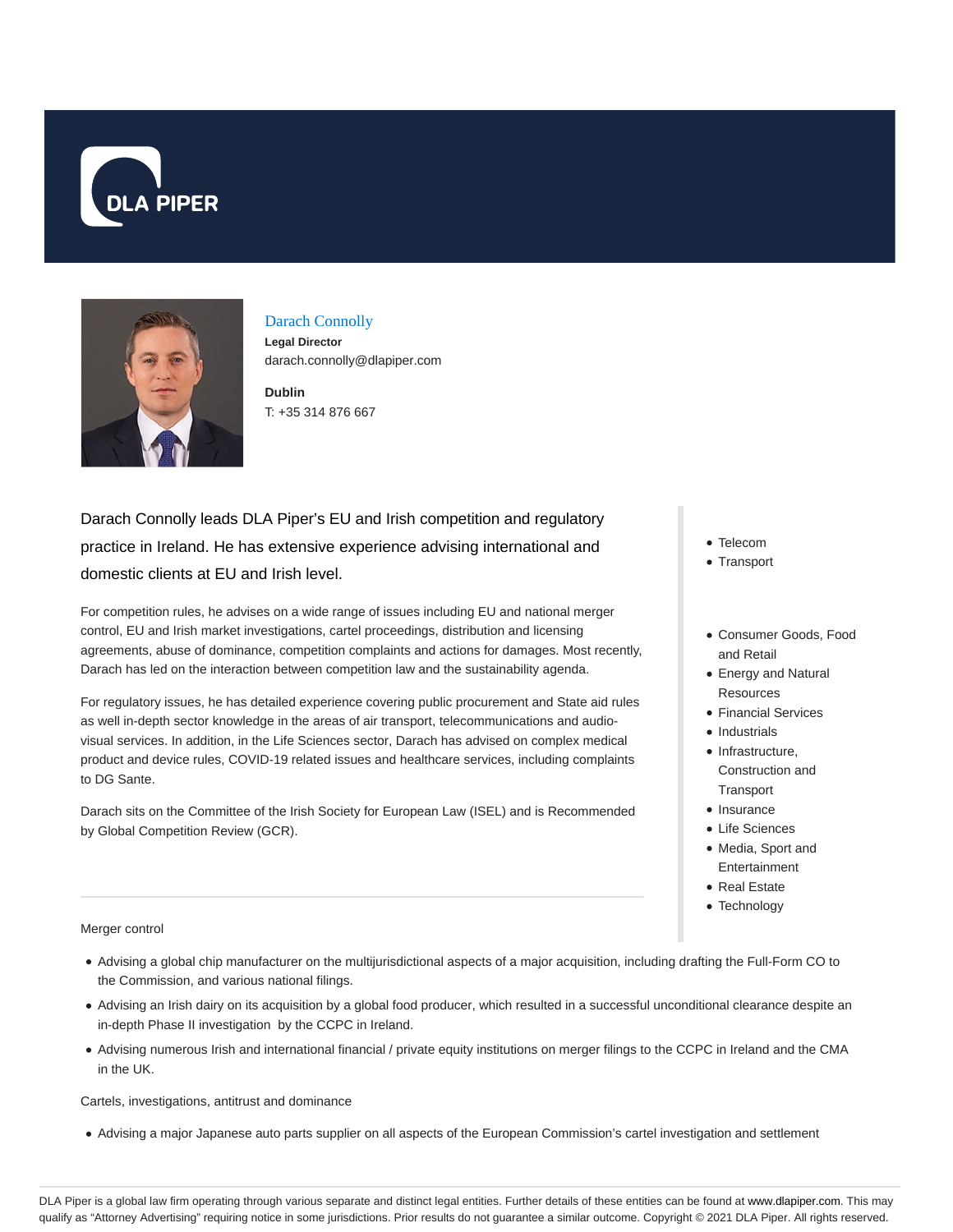DLA PIPER

## Darach Connolly

**Legal Director**
darach.connolly@dlapiper.com

**Dublin**
T: +35 314 876 667

Darach Connolly leads DLA Piper's EU and Irish competition and regulatory practice in Ireland. He has extensive experience advising international and domestic clients at EU and Irish level.

For competition rules, he advises on a wide range of issues including EU and national merger control, EU and Irish market investigations, cartel proceedings, distribution and licensing agreements, abuse of dominance, competition complaints and actions for damages. Most recently, Darach has led on the interaction between competition law and the sustainability agenda.

For regulatory issues, he has detailed experience covering public procurement and State aid rules as well in-depth sector knowledge in the areas of air transport, telecommunications and audio-visual services. In addition, in the Life Sciences sector, Darach has advised on complex medical product and device rules, COVID-19 related issues and healthcare services, including complaints to DG Sante.

Darach sits on the Committee of the Irish Society for European Law (ISEL) and is Recommended by Global Competition Review (GCR).

- Telecom
- Transport

- Consumer Goods, Food and Retail
- Energy and Natural Resources
- Financial Services
- Industrials
- Infrastructure, Construction and Transport
- Insurance
- Life Sciences
- Media, Sport and Entertainment
- Real Estate
- Technology

Merger control

- Advising a global chip manufacturer on the multijurisdictional aspects of a major acquisition, including drafting the Full-Form CO to the Commission, and various national filings.
- Advising an Irish dairy on its acquisition by a global food producer, which resulted in a successful unconditional clearance despite an in-depth Phase II investigation by the CCPC in Ireland.
- Advising numerous Irish and international financial / private equity institutions on merger filings to the CCPC in Ireland and the CMA in the UK.

Cartels, investigations, antitrust and dominance

- Advising a major Japanese auto parts supplier on all aspects of the European Commission's cartel investigation and settlement

DLA Piper is a global law firm operating through various separate and distinct legal entities. Further details of these entities can be found at www.dlapiper.com. This may qualify as "Attorney Advertising" requiring notice in some jurisdictions. Prior results do not guarantee a similar outcome. Copyright © 2021 DLA Piper. All rights reserved.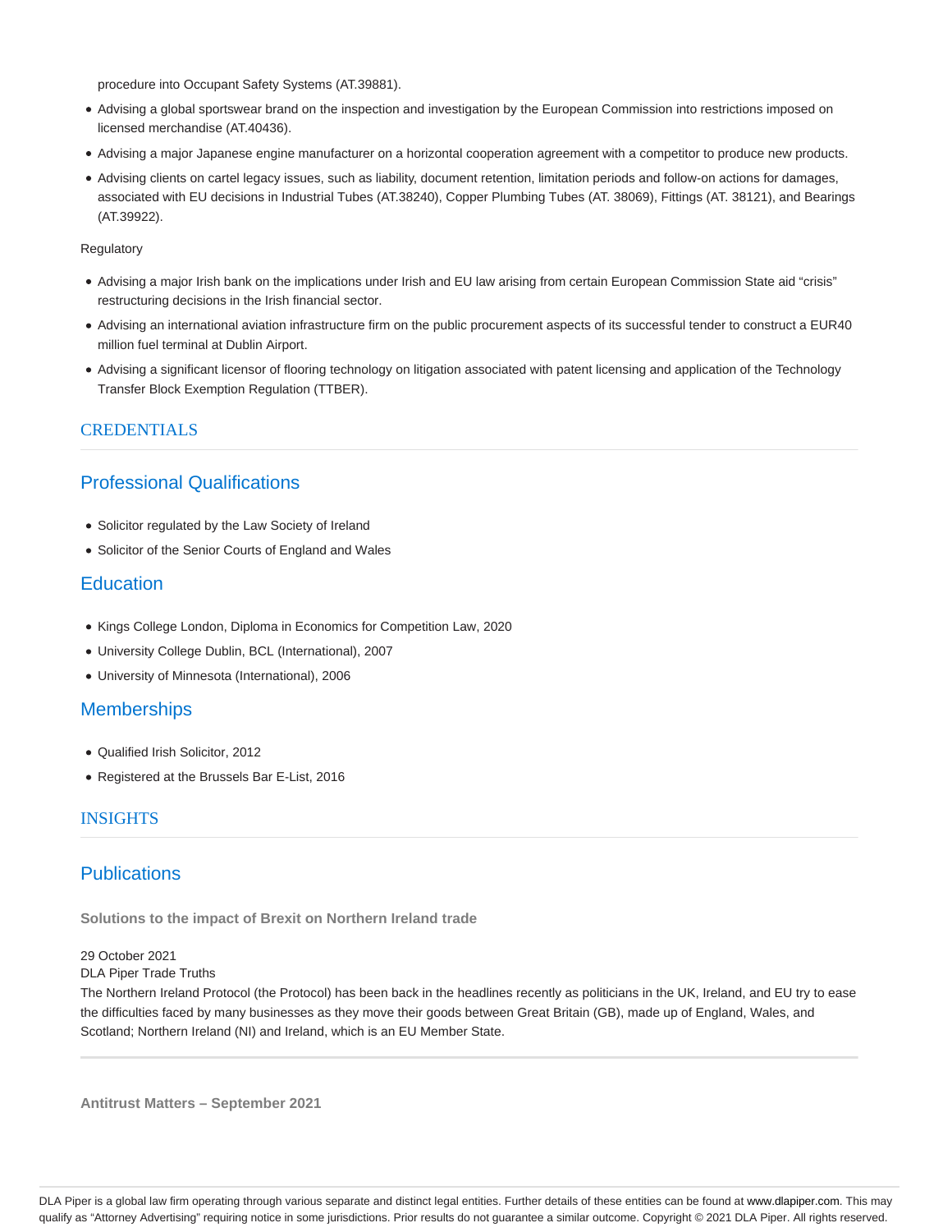procedure into Occupant Safety Systems (AT.39881).

- Advising a global sportswear brand on the inspection and investigation by the European Commission into restrictions imposed on licensed merchandise (AT.40436).
- Advising a major Japanese engine manufacturer on a horizontal cooperation agreement with a competitor to produce new products.
- Advising clients on cartel legacy issues, such as liability, document retention, limitation periods and follow-on actions for damages, associated with EU decisions in Industrial Tubes (AT.38240), Copper Plumbing Tubes (AT. 38069), Fittings (AT. 38121), and Bearings (AT.39922).

Regulatory

- Advising a major Irish bank on the implications under Irish and EU law arising from certain European Commission State aid "crisis" restructuring decisions in the Irish financial sector.
- Advising an international aviation infrastructure firm on the public procurement aspects of its successful tender to construct a EUR40 million fuel terminal at Dublin Airport.
- Advising a significant licensor of flooring technology on litigation associated with patent licensing and application of the Technology Transfer Block Exemption Regulation (TTBER).

## CREDENTIALS

### Professional Qualifications

- Solicitor regulated by the Law Society of Ireland
- Solicitor of the Senior Courts of England and Wales

### Education

- Kings College London, Diploma in Economics for Competition Law, 2020
- University College Dublin, BCL (International), 2007
- University of Minnesota (International), 2006

### Memberships

- Qualified Irish Solicitor, 2012
- Registered at the Brussels Bar E-List, 2016

## INSIGHTS

### Publications

**Solutions to the impact of Brexit on Northern Ireland trade**

29 October 2021
DLA Piper Trade Truths
The Northern Ireland Protocol (the Protocol) has been back in the headlines recently as politicians in the UK, Ireland, and EU try to ease the difficulties faced by many businesses as they move their goods between Great Britain (GB), made up of England, Wales, and Scotland; Northern Ireland (NI) and Ireland, which is an EU Member State.

**Antitrust Matters – September 2021**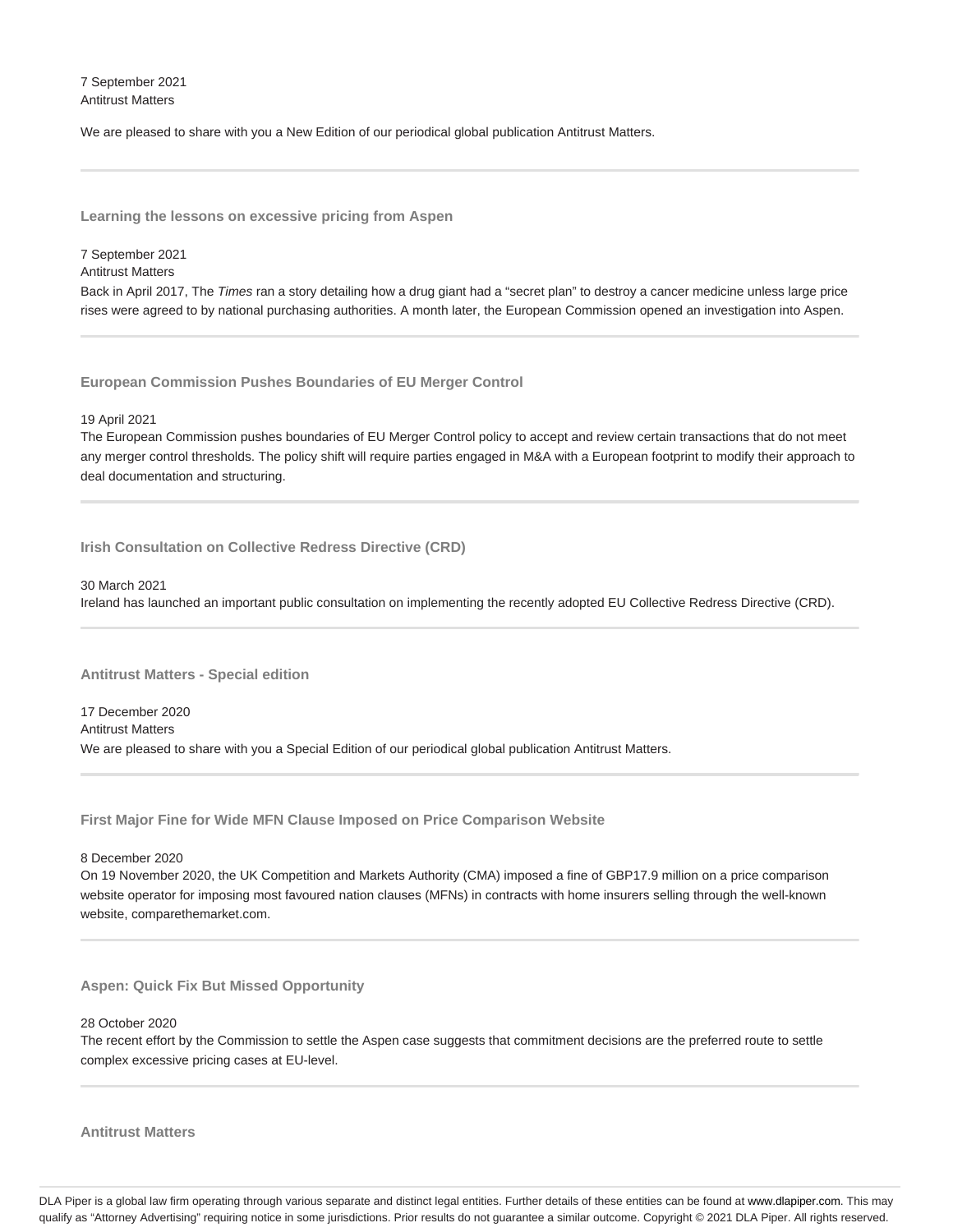7 September 2021
Antitrust Matters

We are pleased to share with you a New Edition of our periodical global publication Antitrust Matters.

---

### Learning the lessons on excessive pricing from Aspen

7 September 2021
Antitrust Matters
Back in April 2017, The *Times* ran a story detailing how a drug giant had a "secret plan" to destroy a cancer medicine unless large price rises were agreed to by national purchasing authorities. A month later, the European Commission opened an investigation into Aspen.

---

### European Commission Pushes Boundaries of EU Merger Control

19 April 2021
The European Commission pushes boundaries of EU Merger Control policy to accept and review certain transactions that do not meet any merger control thresholds. The policy shift will require parties engaged in M&A with a European footprint to modify their approach to deal documentation and structuring.

---

### Irish Consultation on Collective Redress Directive (CRD)

30 March 2021
Ireland has launched an important public consultation on implementing the recently adopted EU Collective Redress Directive (CRD).

---

### Antitrust Matters - Special edition

17 December 2020
Antitrust Matters
We are pleased to share with you a Special Edition of our periodical global publication Antitrust Matters.

---

### First Major Fine for Wide MFN Clause Imposed on Price Comparison Website

8 December 2020
On 19 November 2020, the UK Competition and Markets Authority (CMA) imposed a fine of GBP17.9 million on a price comparison website operator for imposing most favoured nation clauses (MFNs) in contracts with home insurers selling through the well-known website, comparethemarket.com.

---

### Aspen: Quick Fix But Missed Opportunity

28 October 2020
The recent effort by the Commission to settle the Aspen case suggests that commitment decisions are the preferred route to settle complex excessive pricing cases at EU-level.

---

### Antitrust Matters

DLA Piper is a global law firm operating through various separate and distinct legal entities. Further details of these entities can be found at www.dlapiper.com. This may qualify as "Attorney Advertising" requiring notice in some jurisdictions. Prior results do not guarantee a similar outcome. Copyright © 2021 DLA Piper. All rights reserved.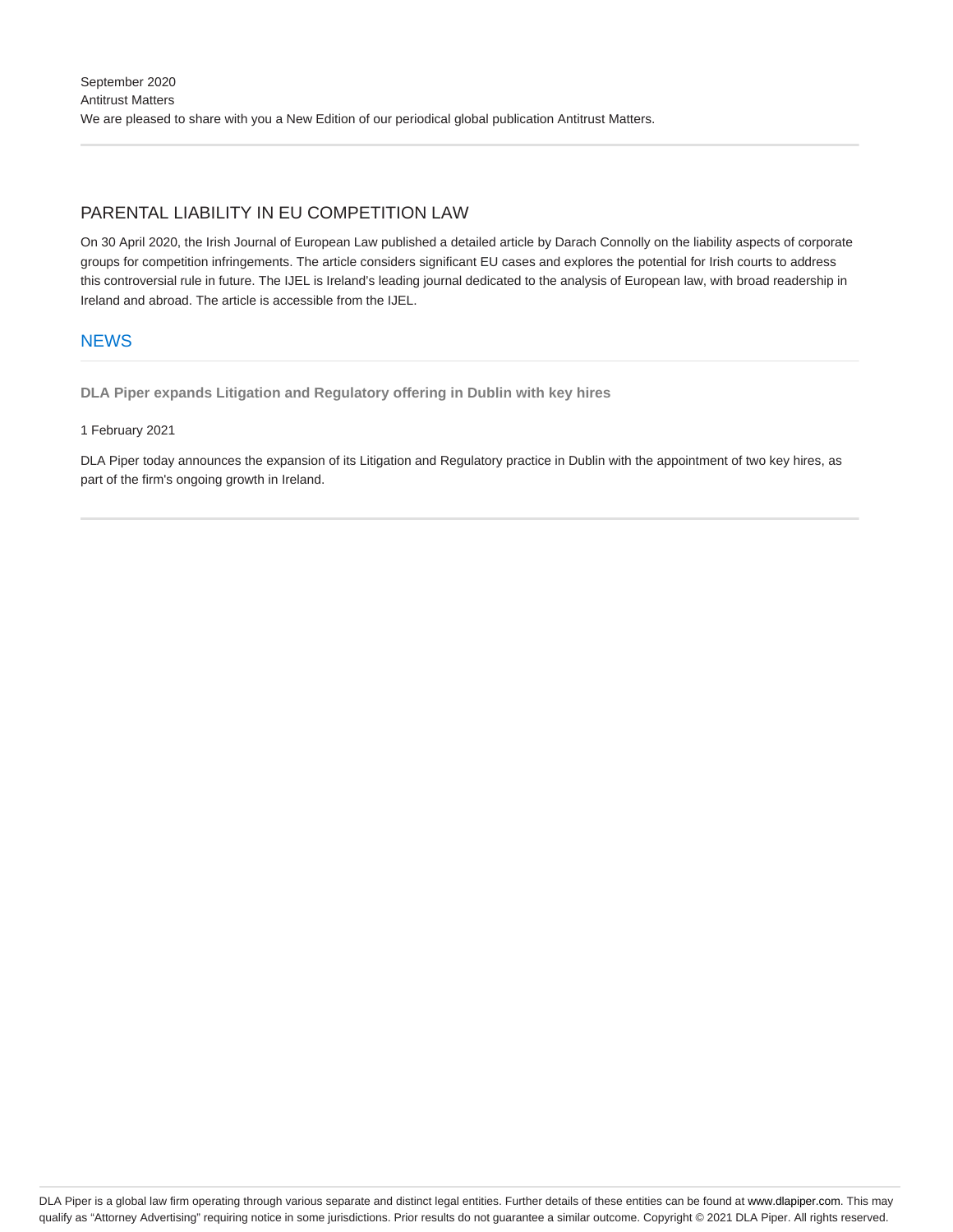September 2020
Antitrust Matters
We are pleased to share with you a New Edition of our periodical global publication Antitrust Matters.

## PARENTAL LIABILITY IN EU COMPETITION LAW

On 30 April 2020, the Irish Journal of European Law published a detailed article by Darach Connolly on the liability aspects of corporate groups for competition infringements. The article considers significant EU cases and explores the potential for Irish courts to address this controversial rule in future. The IJEL is Ireland's leading journal dedicated to the analysis of European law, with broad readership in Ireland and abroad. The article is accessible from the IJEL.

## NEWS

**DLA Piper expands Litigation and Regulatory offering in Dublin with key hires**

1 February 2021

DLA Piper today announces the expansion of its Litigation and Regulatory practice in Dublin with the appointment of two key hires, as part of the firm's ongoing growth in Ireland.

DLA Piper is a global law firm operating through various separate and distinct legal entities. Further details of these entities can be found at www.dlapiper.com. This may qualify as "Attorney Advertising" requiring notice in some jurisdictions. Prior results do not guarantee a similar outcome. Copyright © 2021 DLA Piper. All rights reserved.